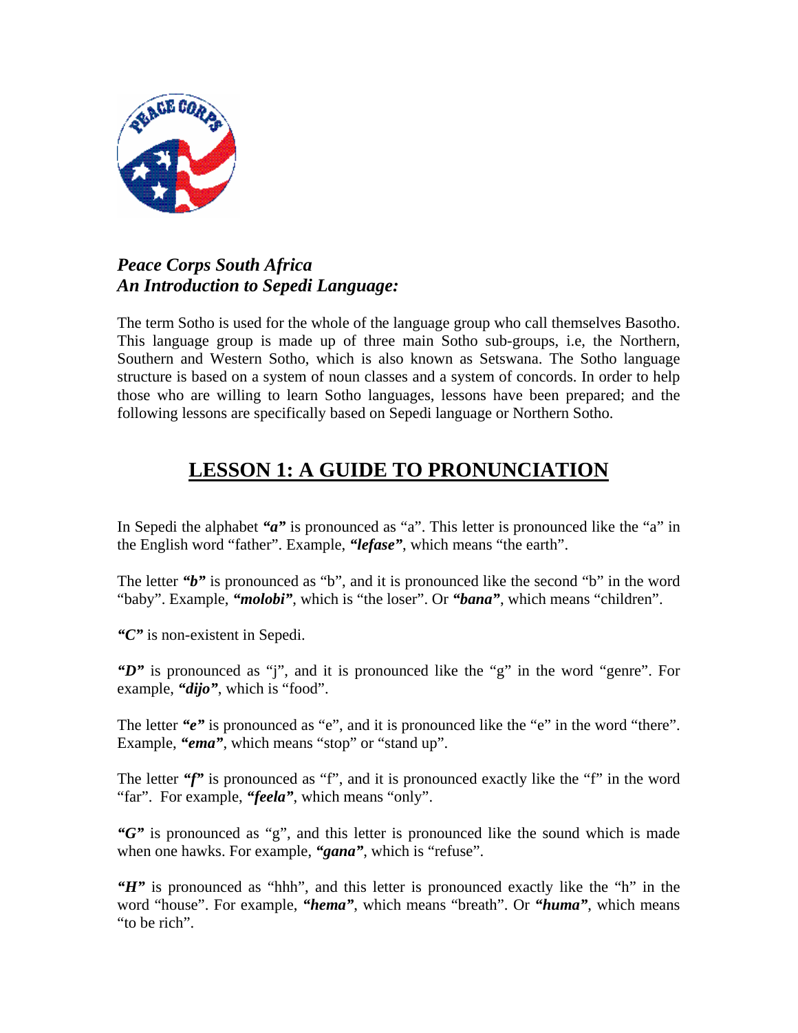*Peace Corps South Africa*
*An Introduction to Sepedi Language:*

The term Sotho is used for the whole of the language group who call themselves Basotho. This language group is made up of three main Sotho sub-groups, i.e, the Northern, Southern and Western Sotho, which is also known as Setswana. The Sotho language structure is based on a system of noun classes and a system of concords. In order to help those who are willing to learn Sotho languages, lessons have been prepared; and the following lessons are specifically based on Sepedi language or Northern Sotho.

# LESSON 1: A GUIDE TO PRONUNCIATION

In Sepedi the alphabet ***"a"*** is pronounced as "a". This letter is pronounced like the "a" in the English word "father". Example, ***"lefase"***, which means "the earth".

The letter ***"b"*** is pronounced as "b", and it is pronounced like the second "b" in the word "baby". Example, ***"molobi"***, which is "the loser". Or ***"bana"***, which means "children".

***"C"*** is non-existent in Sepedi.

***"D"*** is pronounced as "j", and it is pronounced like the "g" in the word "genre". For example, ***"dijo"***, which is "food".

The letter ***"e"*** is pronounced as "e", and it is pronounced like the "e" in the word "there". Example, ***"ema"***, which means "stop" or "stand up".

The letter ***"f"*** is pronounced as "f", and it is pronounced exactly like the "f" in the word "far". For example, ***"feela"***, which means "only".

***"G"*** is pronounced as "g", and this letter is pronounced like the sound which is made when one hawks. For example, ***"gana"***, which is "refuse".

***"H"*** is pronounced as "hhh", and this letter is pronounced exactly like the "h" in the word "house". For example, ***"hema"***, which means "breath". Or ***"huma"***, which means "to be rich".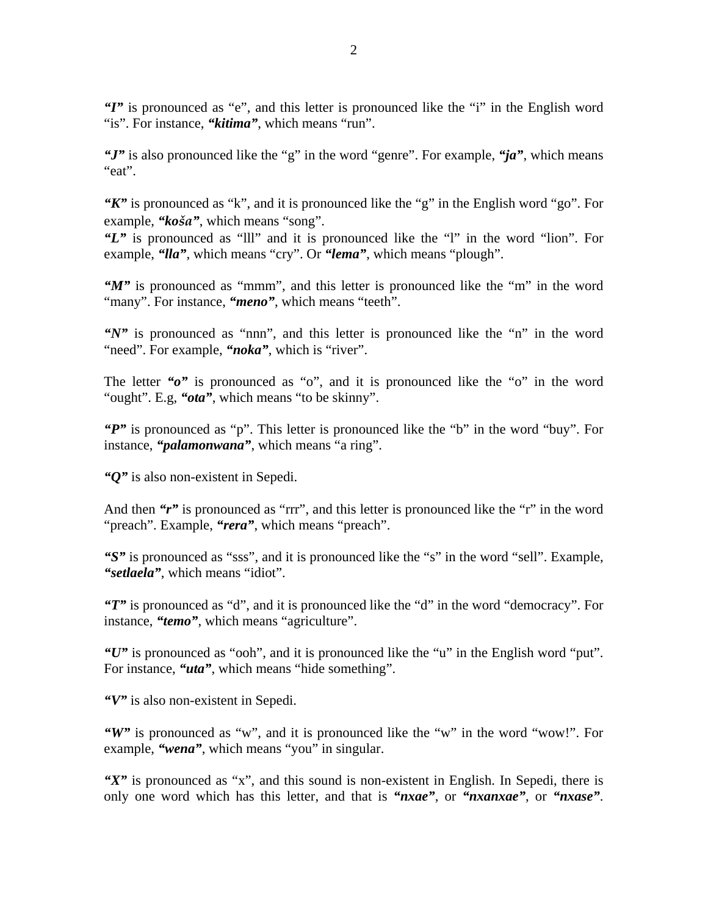***"I"*** is pronounced as "e", and this letter is pronounced like the "i" in the English word "is". For instance, ***"kitima"***, which means "run".

***"J"*** is also pronounced like the "g" in the word "genre". For example, ***"ja"***, which means "eat".

***"K"*** is pronounced as "k", and it is pronounced like the "g" in the English word "go". For example, ***"koša"***, which means "song".
***"L"*** is pronounced as "lll" and it is pronounced like the "l" in the word "lion". For example, ***"lla"***, which means "cry". Or ***"lema"***, which means "plough".

***"M"*** is pronounced as "mmm", and this letter is pronounced like the "m" in the word "many". For instance, ***"meno"***, which means "teeth".

***"N"*** is pronounced as "nnn", and this letter is pronounced like the "n" in the word "need". For example, ***"noka"***, which is "river".

The letter ***"o"*** is pronounced as "o", and it is pronounced like the "o" in the word "ought". E.g, ***"ota"***, which means "to be skinny".

***"P"*** is pronounced as "p". This letter is pronounced like the "b" in the word "buy". For instance, ***"palamonwana"***, which means "a ring".

***"Q"*** is also non-existent in Sepedi.

And then ***"r"*** is pronounced as "rrr", and this letter is pronounced like the "r" in the word "preach". Example, ***"rera"***, which means "preach".

***"S"*** is pronounced as "sss", and it is pronounced like the "s" in the word "sell". Example, ***"setlaela"***, which means "idiot".

***"T"*** is pronounced as "d", and it is pronounced like the "d" in the word "democracy". For instance, ***"temo"***, which means "agriculture".

***"U"*** is pronounced as "ooh", and it is pronounced like the "u" in the English word "put". For instance, ***"uta"***, which means "hide something".

***"V"*** is also non-existent in Sepedi.

***"W"*** is pronounced as "w", and it is pronounced like the "w" in the word "wow!". For example, ***"wena"***, which means "you" in singular.

***"X"*** is pronounced as "x", and this sound is non-existent in English. In Sepedi, there is only one word which has this letter, and that is ***"nxae"***, or ***"nxanxae"***, or ***"nxase"***.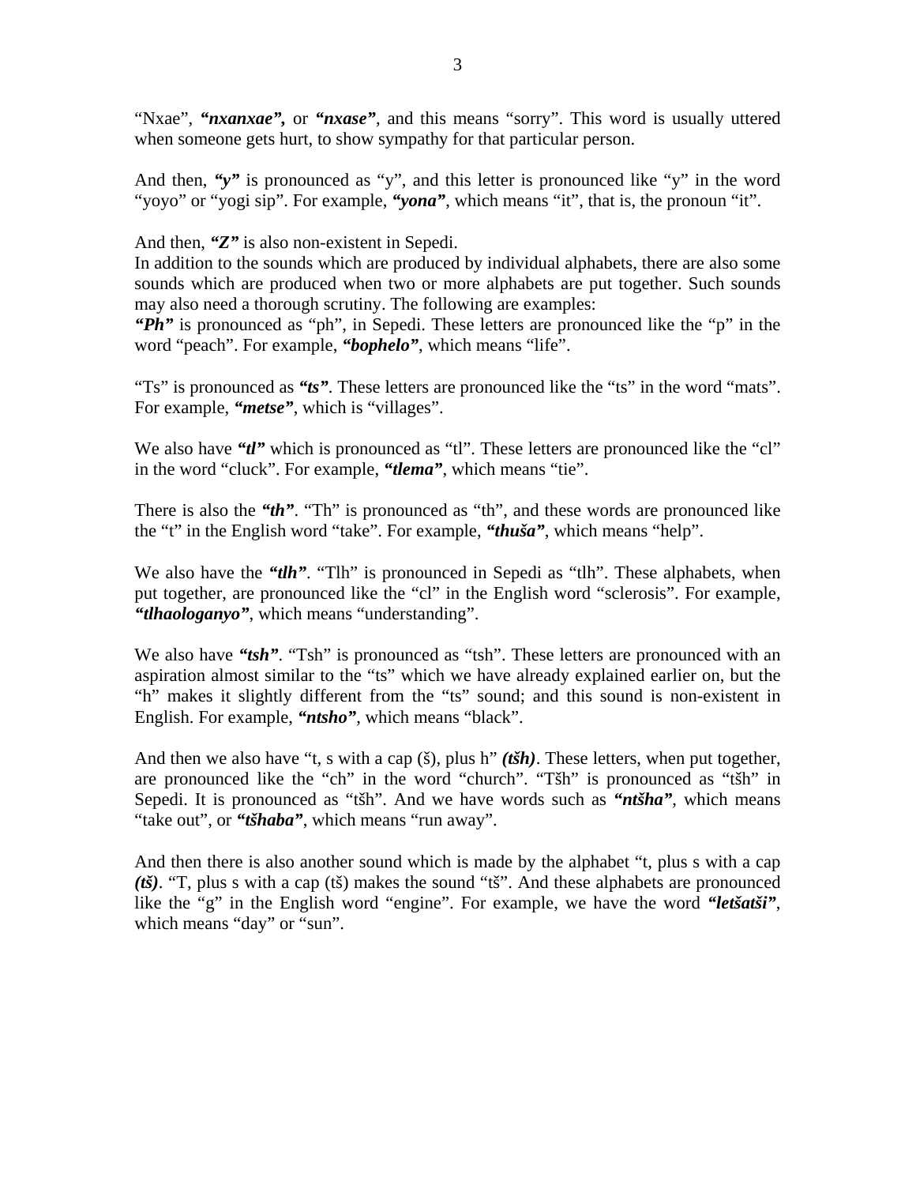"Nxae", ***"nxanxae",*** or ***"nxase"***, and this means "sorry". This word is usually uttered when someone gets hurt, to show sympathy for that particular person.

And then, ***"y"*** is pronounced as "y", and this letter is pronounced like "y" in the word "yoyo" or "yogi sip". For example, ***"yona"***, which means "it", that is, the pronoun "it".

And then, ***"Z"*** is also non-existent in Sepedi.
In addition to the sounds which are produced by individual alphabets, there are also some sounds which are produced when two or more alphabets are put together. Such sounds may also need a thorough scrutiny. The following are examples:
***"Ph"*** is pronounced as "ph", in Sepedi. These letters are pronounced like the "p" in the word "peach". For example, ***"bophelo"***, which means "life".

"Ts" is pronounced as ***"ts"***. These letters are pronounced like the "ts" in the word "mats". For example, ***"metse"***, which is "villages".

We also have ***"tl"*** which is pronounced as "tl". These letters are pronounced like the "cl" in the word "cluck". For example, ***"tlema"***, which means "tie".

There is also the ***"th"***. "Th" is pronounced as "th", and these words are pronounced like the "t" in the English word "take". For example, ***"thuša"***, which means "help".

We also have the ***"tlh"***. "Tlh" is pronounced in Sepedi as "tlh". These alphabets, when put together, are pronounced like the "cl" in the English word "sclerosis". For example, ***"tlhaologanyo"***, which means "understanding".

We also have ***"tsh"***. "Tsh" is pronounced as "tsh". These letters are pronounced with an aspiration almost similar to the "ts" which we have already explained earlier on, but the "h" makes it slightly different from the "ts" sound; and this sound is non-existent in English. For example, ***"ntsho"***, which means "black".

And then we also have "t, s with a cap (š), plus h" ***(tšh)***. These letters, when put together, are pronounced like the "ch" in the word "church". "Tšh" is pronounced as "tšh" in Sepedi. It is pronounced as "tšh". And we have words such as ***"ntšha"***, which means "take out", or ***"tšhaba"***, which means "run away".

And then there is also another sound which is made by the alphabet "t, plus s with a cap ***(tš)***. "T, plus s with a cap (tš) makes the sound "tš". And these alphabets are pronounced like the "g" in the English word "engine". For example, we have the word ***"letšatši"***, which means "day" or "sun".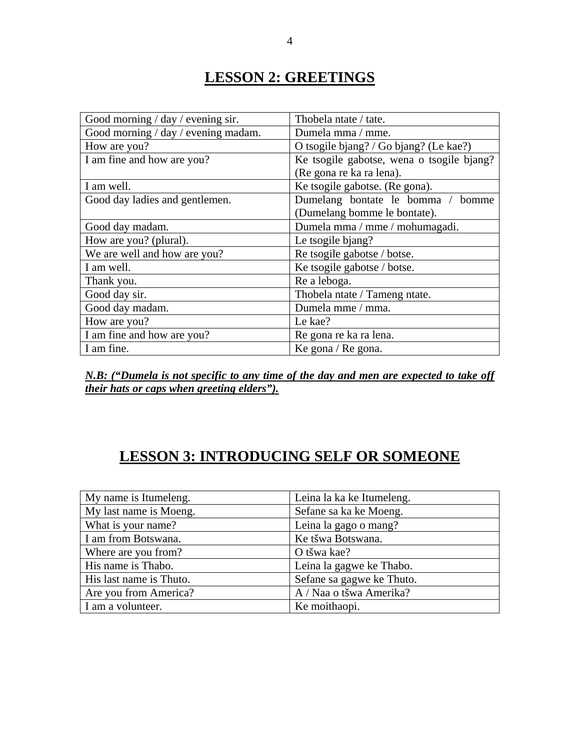# LESSON 2: GREETINGS

| | |
|---|---|
| Good morning / day / evening sir. | Thobela ntate / tate. |
| Good morning / day / evening madam. | Dumela mma / mme. |
| How are you? | O tsogile bjang? / Go bjang? (Le kae?) |
| I am fine and how are you? | Ke tsogile gabotse, wena o tsogile bjang? (Re gona re ka ra lena). |
| I am well. | Ke tsogile gabotse. (Re gona). |
| Good day ladies and gentlemen. | Dumelang bontate le bomma / bomme (Dumelang bomme le bontate). |
| Good day madam. | Dumela mma / mme / mohumagadi. |
| How are you? (plural). | Le tsogile bjang? |
| We are well and how are you? | Re tsogile gabotse / botse. |
| I am well. | Ke tsogile gabotse / botse. |
| Thank you. | Re a leboga. |
| Good day sir. | Thobela ntate / Tameng ntate. |
| Good day madam. | Dumela mme / mma. |
| How are you? | Le kae? |
| I am fine and how are you? | Re gona re ka ra lena. |
| I am fine. | Ke gona / Re gona. |

***N.B: ("Dumela is not specific to any time of the day and men are expected to take off their hats or caps when greeting elders").***

# LESSON 3: INTRODUCING SELF OR SOMEONE

| | |
|---|---|
| My name is Itumeleng. | Leina la ka ke Itumeleng. |
| My last name is Moeng. | Sefane sa ka ke Moeng. |
| What is your name? | Leina la gago o mang? |
| I am from Botswana. | Ke tšwa Botswana. |
| Where are you from? | O tšwa kae? |
| His name is Thabo. | Leina la gagwe ke Thabo. |
| His last name is Thuto. | Sefane sa gagwe ke Thuto. |
| Are you from America? | A / Naa o tšwa Amerika? |
| I am a volunteer. | Ke moithaopi. |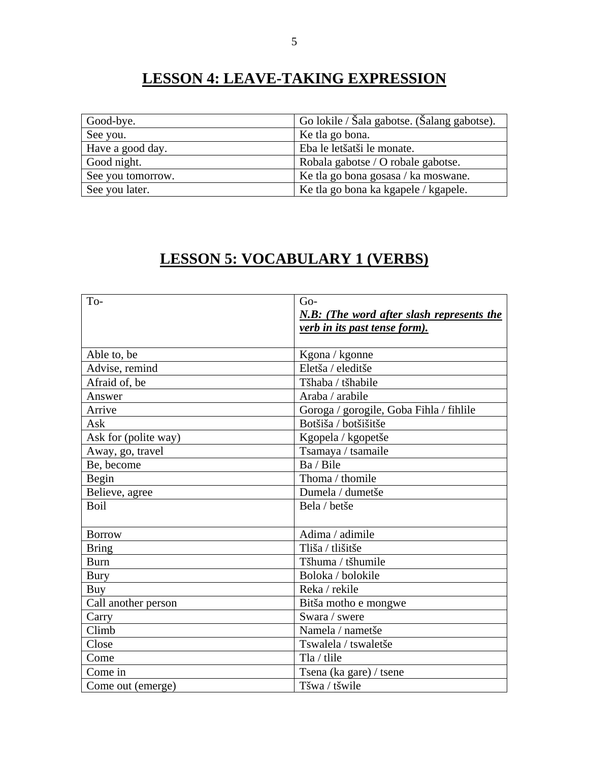## LESSON 4: LEAVE-TAKING EXPRESSION

| Good-bye. | Go lokile / Šala gabotse. (Šalang gabotse). |
|---|---|
| See you. | Ke tla go bona. |
| Have a good day. | Eba le letšatši le monate. |
| Good night. | Robala gabotse / O robale gabotse. |
| See you tomorrow. | Ke tla go bona gosasa / ka moswane. |
| See you later. | Ke tla go bona ka kgapele / kgapele. |

## LESSON 5: VOCABULARY 1 (VERBS)

| To- | Go-<br>***N.B: (The word after slash represents the verb in its past tense form).*** |
|---|---|
| Able to, be | Kgona / kgonne |
| Advise, remind | Eletša / eleditše |
| Afraid of, be | Tšhaba / tšhabile |
| Answer | Araba / arabile |
| Arrive | Goroga / gorogile, Goba Fihla / fihlile |
| Ask | Botšiša / botšišitše |
| Ask for (polite way) | Kgopela / kgopetše |
| Away, go, travel | Tsamaya / tsamaile |
| Be, become | Ba / Bile |
| Begin | Thoma / thomile |
| Believe, agree | Dumela / dumetše |
| Boil | Bela / betše |
| Borrow | Adima / adimile |
| Bring | Tliša / tlišitše |
| Burn | Tšhuma / tšhumile |
| Bury | Boloka / bolokile |
| Buy | Reka / rekile |
| Call another person | Bitša motho e mongwe |
| Carry | Swara / swere |
| Climb | Namela / nametše |
| Close | Tswalela / tswaletše |
| Come | Tla / tlile |
| Come in | Tsena (ka gare) / tsene |
| Come out (emerge) | Tšwa / tšwile |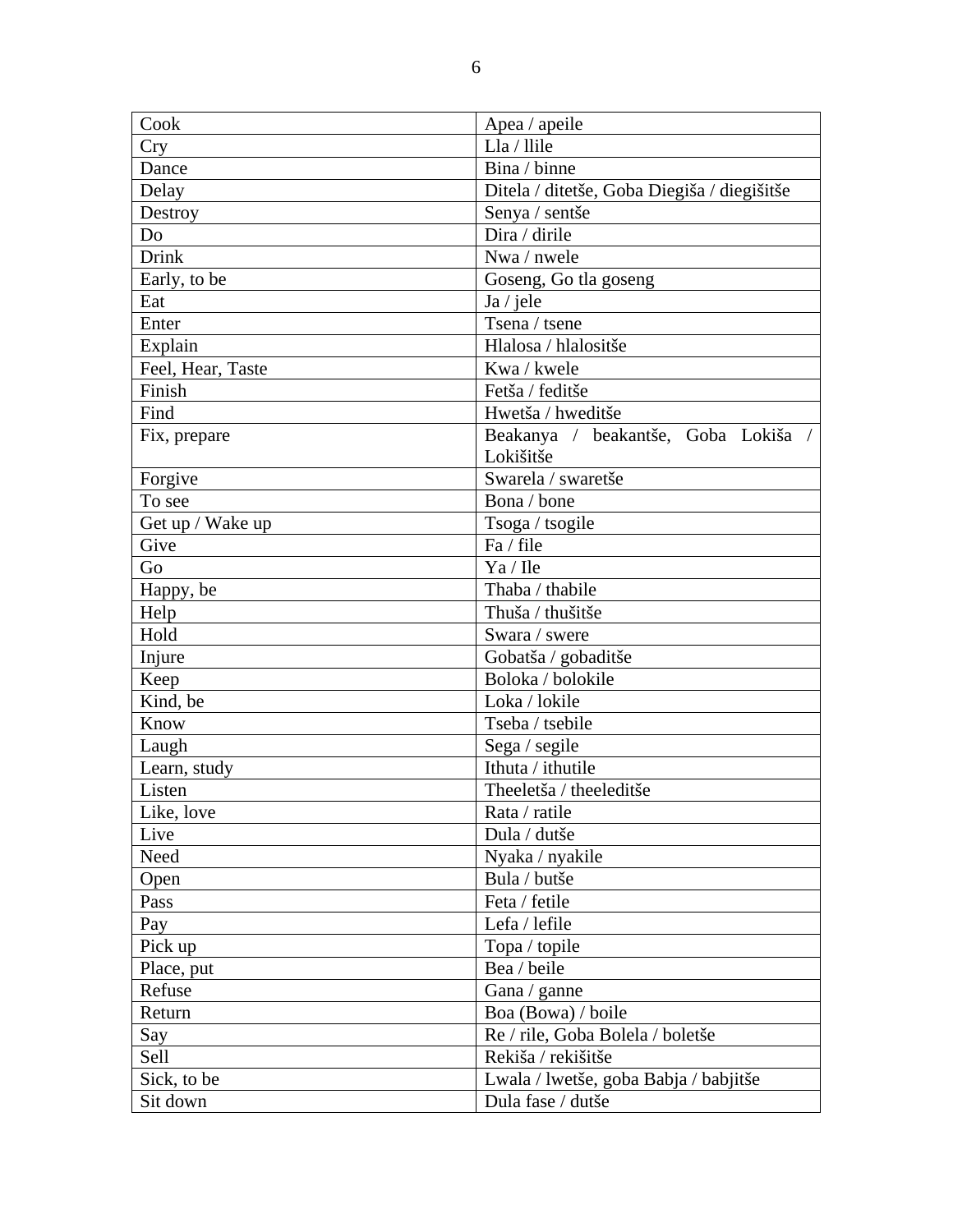| Cook | Apea / apeile |
|---|---|
| Cry | Lla / llile |
| Dance | Bina / binne |
| Delay | Ditela / ditetše, Goba Diegiša / diegišitše |
| Destroy | Senya / sentše |
| Do | Dira / dirile |
| Drink | Nwa / nwele |
| Early, to be | Goseng, Go tla goseng |
| Eat | Ja / jele |
| Enter | Tsena / tsene |
| Explain | Hlalosa / hlalositše |
| Feel, Hear, Taste | Kwa / kwele |
| Finish | Fetša / feditše |
| Find | Hwetša / hweditše |
| Fix, prepare | Beakanya / beakantše, Goba Lokiša / Lokišitše |
| Forgive | Swarela / swaretše |
| To see | Bona / bone |
| Get up / Wake up | Tsoga / tsogile |
| Give | Fa / file |
| Go | Ya / Ile |
| Happy, be | Thaba / thabile |
| Help | Thuša / thušitše |
| Hold | Swara / swere |
| Injure | Gobatša / gobaditše |
| Keep | Boloka / bolokile |
| Kind, be | Loka / lokile |
| Know | Tseba / tsebile |
| Laugh | Sega / segile |
| Learn, study | Ithuta / ithutile |
| Listen | Theeletša / theeleditše |
| Like, love | Rata / ratile |
| Live | Dula / dutše |
| Need | Nyaka / nyakile |
| Open | Bula / butše |
| Pass | Feta / fetile |
| Pay | Lefa / lefile |
| Pick up | Topa / topile |
| Place, put | Bea / beile |
| Refuse | Gana / ganne |
| Return | Boa (Bowa) / boile |
| Say | Re / rile, Goba Bolela / boletše |
| Sell | Rekiša / rekišitše |
| Sick, to be | Lwala / lwetše, goba Babja / babjitše |
| Sit down | Dula fase / dutše |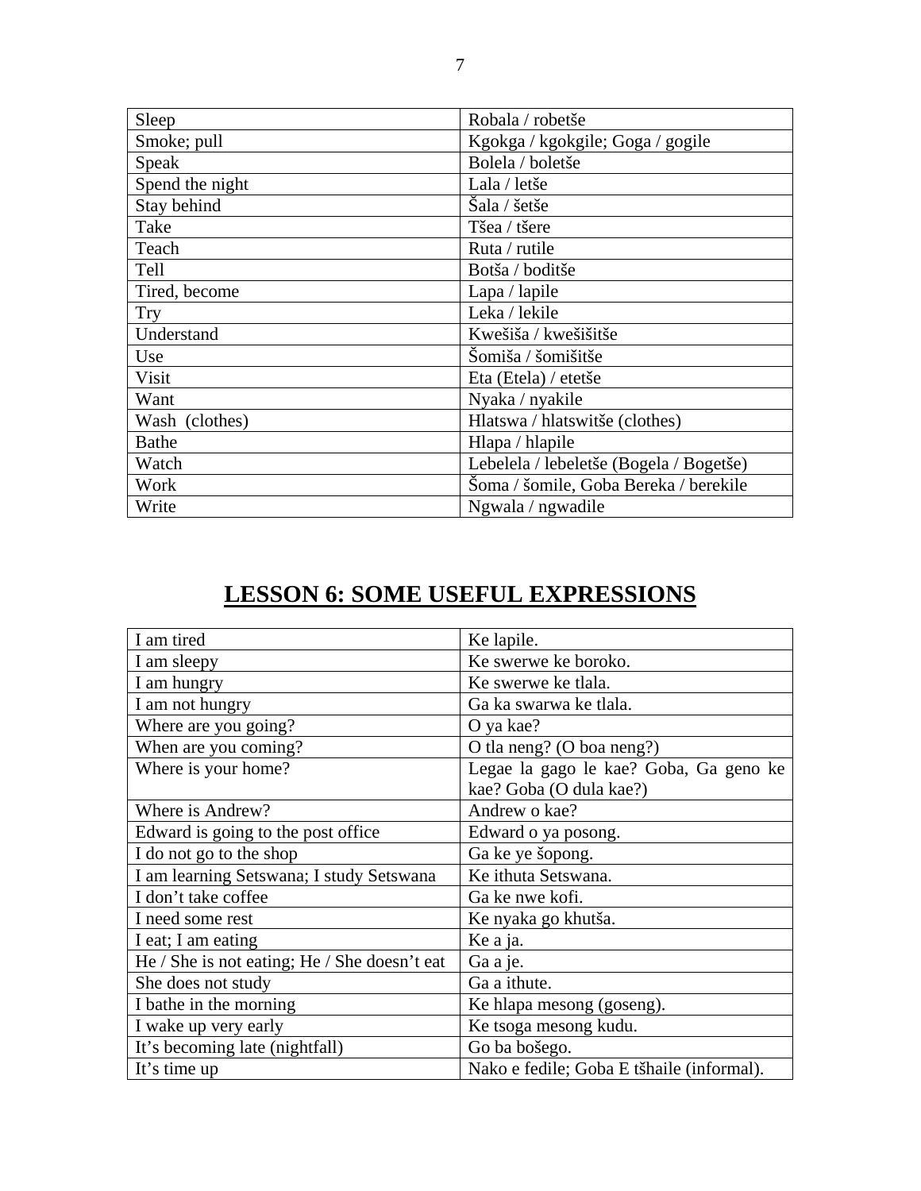| Sleep | Robala / robetše |
|---|---|
| Smoke; pull | Kgokga / kgokgile; Goga / gogile |
| Speak | Bolela / boletše |
| Spend the night | Lala / letše |
| Stay behind | Šala / šetše |
| Take | Tšea / tšere |
| Teach | Ruta / rutile |
| Tell | Botša / boditše |
| Tired, become | Lapa / lapile |
| Try | Leka / lekile |
| Understand | Kwešiša / kwešišitše |
| Use | Šomiša / šomišitše |
| Visit | Eta (Etela) / etetše |
| Want | Nyaka / nyakile |
| Wash (clothes) | Hlatswa / hlatswitše (clothes) |
| Bathe | Hlapa / hlapile |
| Watch | Lebelela / lebeletše (Bogela / Bogetše) |
| Work | Šoma / šomile, Goba Bereka / berekile |
| Write | Ngwala / ngwadile |

# LESSON 6: SOME USEFUL EXPRESSIONS

| I am tired | Ke lapile. |
|---|---|
| I am sleepy | Ke swerwe ke boroko. |
| I am hungry | Ke swerwe ke tlala. |
| I am not hungry | Ga ka swarwa ke tlala. |
| Where are you going? | O ya kae? |
| When are you coming? | O tla neng? (O boa neng?) |
| Where is your home? | Legae la gago le kae? Goba, Ga geno ke kae? Goba (O dula kae?) |
| Where is Andrew? | Andrew o kae? |
| Edward is going to the post office | Edward o ya posong. |
| I do not go to the shop | Ga ke ye šopong. |
| I am learning Setswana; I study Setswana | Ke ithuta Setswana. |
| I don't take coffee | Ga ke nwe kofi. |
| I need some rest | Ke nyaka go khutša. |
| I eat; I am eating | Ke a ja. |
| He / She is not eating; He / She doesn't eat | Ga a je. |
| She does not study | Ga a ithute. |
| I bathe in the morning | Ke hlapa mesong (goseng). |
| I wake up very early | Ke tsoga mesong kudu. |
| It's becoming late (nightfall) | Go ba bošego. |
| It's time up | Nako e fedile; Goba E tšhaile (informal). |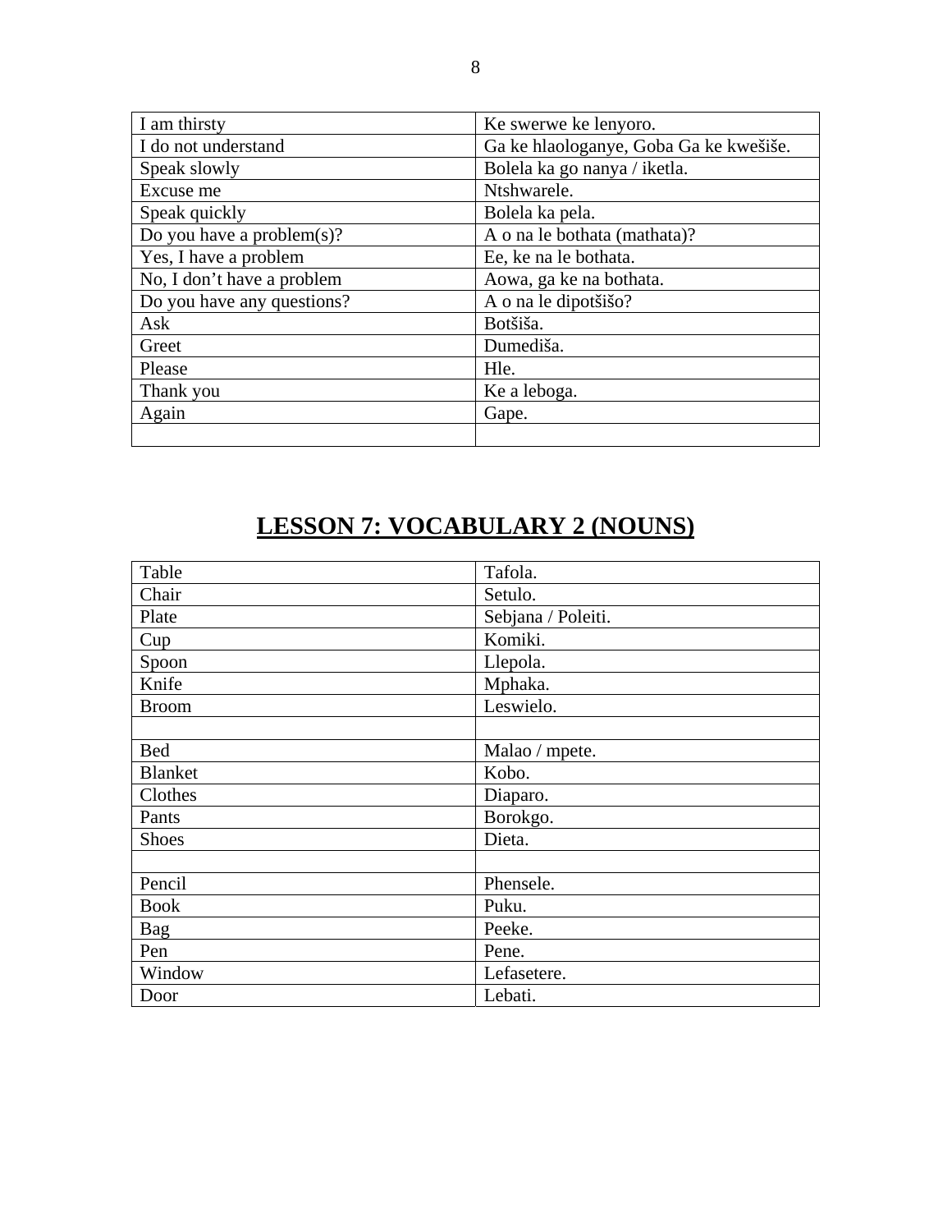| I am thirsty | Ke swerwe ke lenyoro. |
|---|---|
| I do not understand | Ga ke hlaologanye, Goba Ga ke kwešiše. |
| Speak slowly | Bolela ka go nanya / iketla. |
| Excuse me | Ntshwarele. |
| Speak quickly | Bolela ka pela. |
| Do you have a problem(s)? | A o na le bothata (mathata)? |
| Yes, I have a problem | Ee, ke na le bothata. |
| No, I don’t have a problem | Aowa, ga ke na bothata. |
| Do you have any questions? | A o na le dipotšišo? |
| Ask | Botšiša. |
| Greet | Dumediša. |
| Please | Hle. |
| Thank you | Ke a leboga. |
| Again | Gape. |
| | |

# LESSON 7: VOCABULARY 2 (NOUNS)

| Table | Tafola. |
|---|---|
| Chair | Setulo. |
| Plate | Sebjana / Poleiti. |
| Cup | Komiki. |
| Spoon | Llepola. |
| Knife | Mphaka. |
| Broom | Leswielo. |
| | |
| Bed | Malao / mpete. |
| Blanket | Kobo. |
| Clothes | Diaparo. |
| Pants | Borokgo. |
| Shoes | Dieta. |
| | |
| Pencil | Phensele. |
| Book | Puku. |
| Bag | Peeke. |
| Pen | Pene. |
| Window | Lefasetere. |
| Door | Lebati. |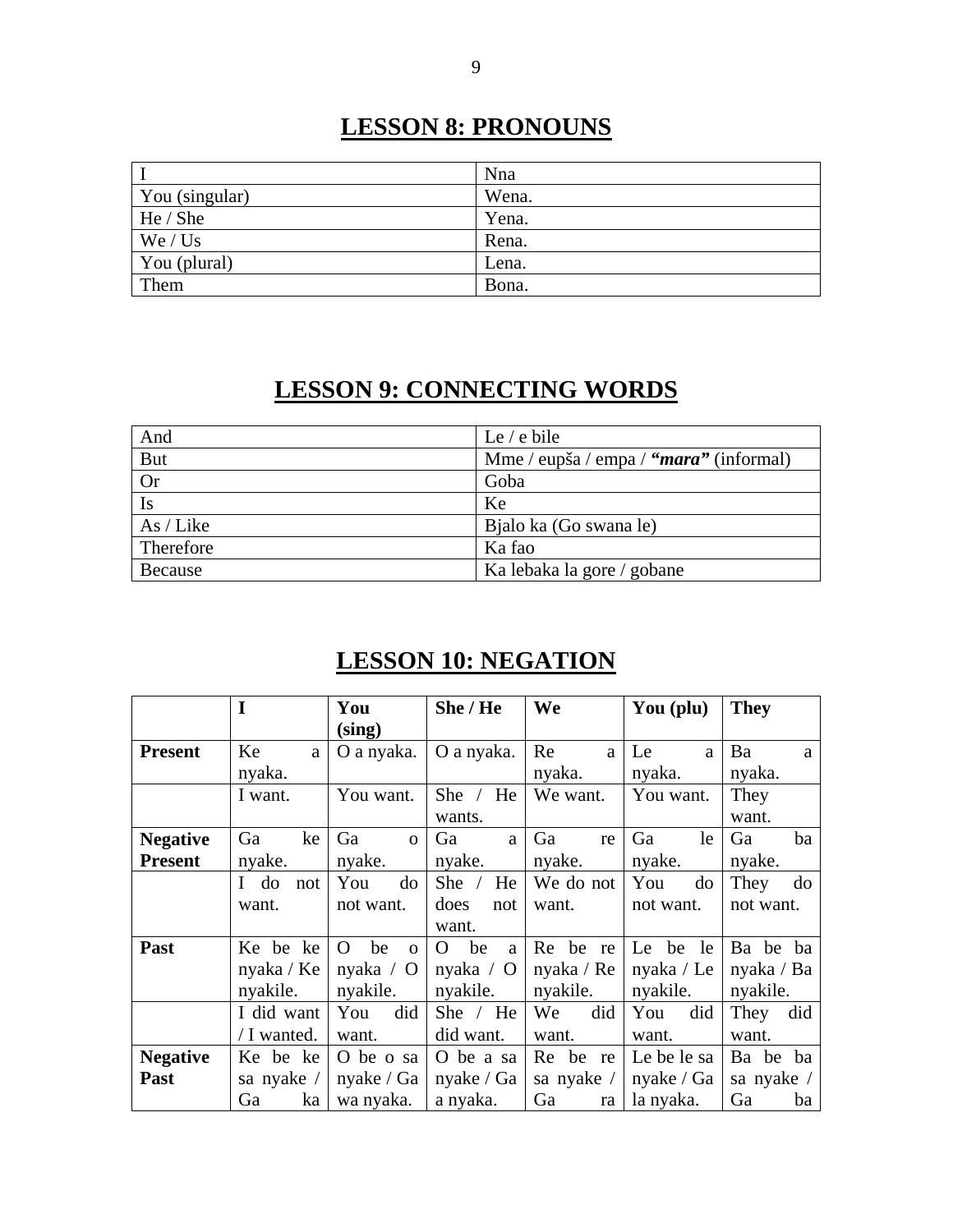## LESSON 8: PRONOUNS

| I | Nna |
|---|---|
| You (singular) | Wena. |
| He / She | Yena. |
| We / Us | Rena. |
| You (plural) | Lena. |
| Them | Bona. |

## LESSON 9: CONNECTING WORDS

| And | Le / e bile |
|---|---|
| But | Mme / eupša / empa / ***"mara"*** (informal) |
| Or | Goba |
| Is | Ke |
| As / Like | Bjalo ka (Go swana le) |
| Therefore | Ka fao |
| Because | Ka lebaka la gore / gobane |

## LESSON 10: NEGATION

| | **I** | **You (sing)** | **She / He** | **We** | **You (plu)** | **They** |
|---|---|---|---|---|---|---|
| **Present** | Ke a nyaka. | O a nyaka. | O a nyaka. | Re a nyaka. | Le a nyaka. | Ba a nyaka. |
| | I want. | You want. | She / He wants. | We want. | You want. | They want. |
| **Negative Present** | Ga ke nyake. | Ga o nyake. | Ga a nyake. | Ga re nyake. | Ga le nyake. | Ga ba nyake. |
| | I do not want. | You do not want. | She / He does not want. | We do not want. | You do not want. | They do not want. |
| **Past** | Ke be ke nyaka / Ke nyakile. | O be o nyaka / O nyakile. | O be a nyaka / O nyakile. | Re be re nyaka / Re nyakile. | Le be le nyaka / Le nyakile. | Ba be ba nyaka / Ba nyakile. |
| | I did want / I wanted. | You did want. | She / He did want. | We did want. | You did want. | They did want. |
| **Negative Past** | Ke be ke sa nyake / Ga ka | O be o sa nyake / Ga wa nyaka. | O be a sa nyake / Ga a nyaka. | Re be re sa nyake / Ga ra | Le be le sa nyake / Ga la nyaka. | Ba be ba sa nyake / Ga ba |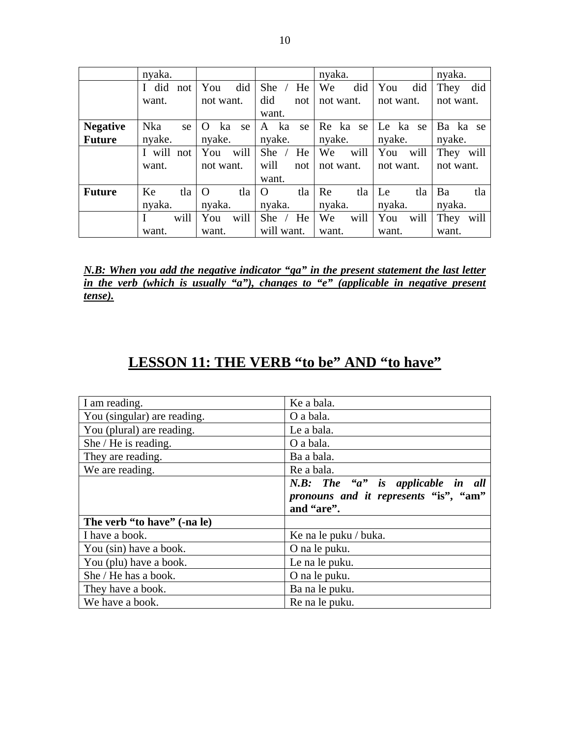|  | nyaka. |  |  | nyaka. |  | nyaka. |
|---|---|---|---|---|---|---|
|  | I did not want. | You did not want. | She / He did not want. | We did not want. | You did not want. | They did not want. |
| **Negative Future** | Nka se nyake. | O ka se nyake. | A ka se nyake. | Re ka se nyake. | Le ka se nyake. | Ba ka se nyake. |
|  | I will not want. | You will not want. | She / He will not want. | We will not want. | You will not want. | They will not want. |
| **Future** | Ke tla nyaka. | O tla nyaka. | O tla nyaka. | Re tla nyaka. | Le tla nyaka. | Ba tla nyaka. |
|  | I will want. | You will want. | She / He will want. | We will want. | You will want. | They will want. |

***N.B: When you add the negative indicator "ga" in the present statement the last letter in the verb (which is usually "a"), changes to "e" (applicable in negative present tense).***

# LESSON 11: THE VERB "to be" AND "to have"

| I am reading. | Ke a bala. |
|---|---|
| You (singular) are reading. | O a bala. |
| You (plural) are reading. | Le a bala. |
| She / He is reading. | O a bala. |
| They are reading. | Ba a bala. |
| We are reading. | Re a bala. |
|  | ***N.B: The "a" is applicable in all pronouns and it represents "is", "am" and "are".*** |
| **The verb "to have" (-na le)** |  |
| I have a book. | Ke na le puku / buka. |
| You (sin) have a book. | O na le puku. |
| You (plu) have a book. | Le na le puku. |
| She / He has a book. | O na le puku. |
| They have a book. | Ba na le puku. |
| We have a book. | Re na le puku. |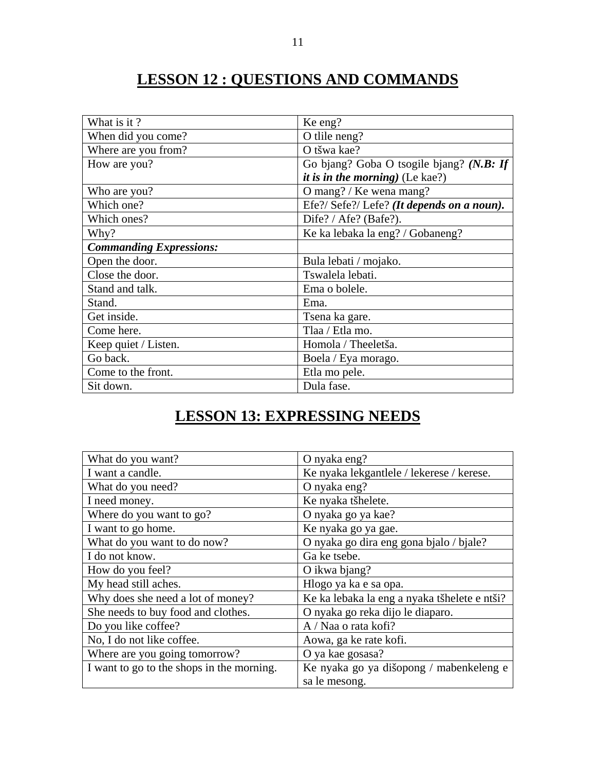# LESSON 12 : QUESTIONS AND COMMANDS

| What is it ? | Ke eng? |
|---|---|
| When did you come? | O tlile neng? |
| Where are you from? | O tšwa kae? |
| How are you? | Go bjang? Goba O tsogile bjang? ***(N.B: If it is in the morning)*** (Le kae?) |
| Who are you? | O mang? / Ke wena mang? |
| Which one? | Efe?/ Sefe?/ Lefe? ***(It depends on a noun).*** |
| Which ones? | Dife? / Afe? (Bafe?). |
| Why? | Ke ka lebaka la eng? / Gobaneng? |
| ***Commanding Expressions:*** | |
| Open the door. | Bula lebati / mojako. |
| Close the door. | Tswalela lebati. |
| Stand and talk. | Ema o bolele. |
| Stand. | Ema. |
| Get inside. | Tsena ka gare. |
| Come here. | Tlaa / Etla mo. |
| Keep quiet / Listen. | Homola / Theeletša. |
| Go back. | Boela / Eya morago. |
| Come to the front. | Etla mo pele. |
| Sit down. | Dula fase. |

# LESSON 13: EXPRESSING NEEDS

| What do you want? | O nyaka eng? |
|---|---|
| I want a candle. | Ke nyaka lekgantlele / lekerese / kerese. |
| What do you need? | O nyaka eng? |
| I need money. | Ke nyaka tšhelete. |
| Where do you want to go? | O nyaka go ya kae? |
| I want to go home. | Ke nyaka go ya gae. |
| What do you want to do now? | O nyaka go dira eng gona bjalo / bjale? |
| I do not know. | Ga ke tsebe. |
| How do you feel? | O ikwa bjang? |
| My head still aches. | Hlogo ya ka e sa opa. |
| Why does she need a lot of money? | Ke ka lebaka la eng a nyaka tšhelete e ntši? |
| She needs to buy food and clothes. | O nyaka go reka dijo le diaparo. |
| Do you like coffee? | A / Naa o rata kofi? |
| No, I do not like coffee. | Aowa, ga ke rate kofi. |
| Where are you going tomorrow? | O ya kae gosasa? |
| I want to go to the shops in the morning. | Ke nyaka go ya dišopong / mabenkeleng e sa le mesong. |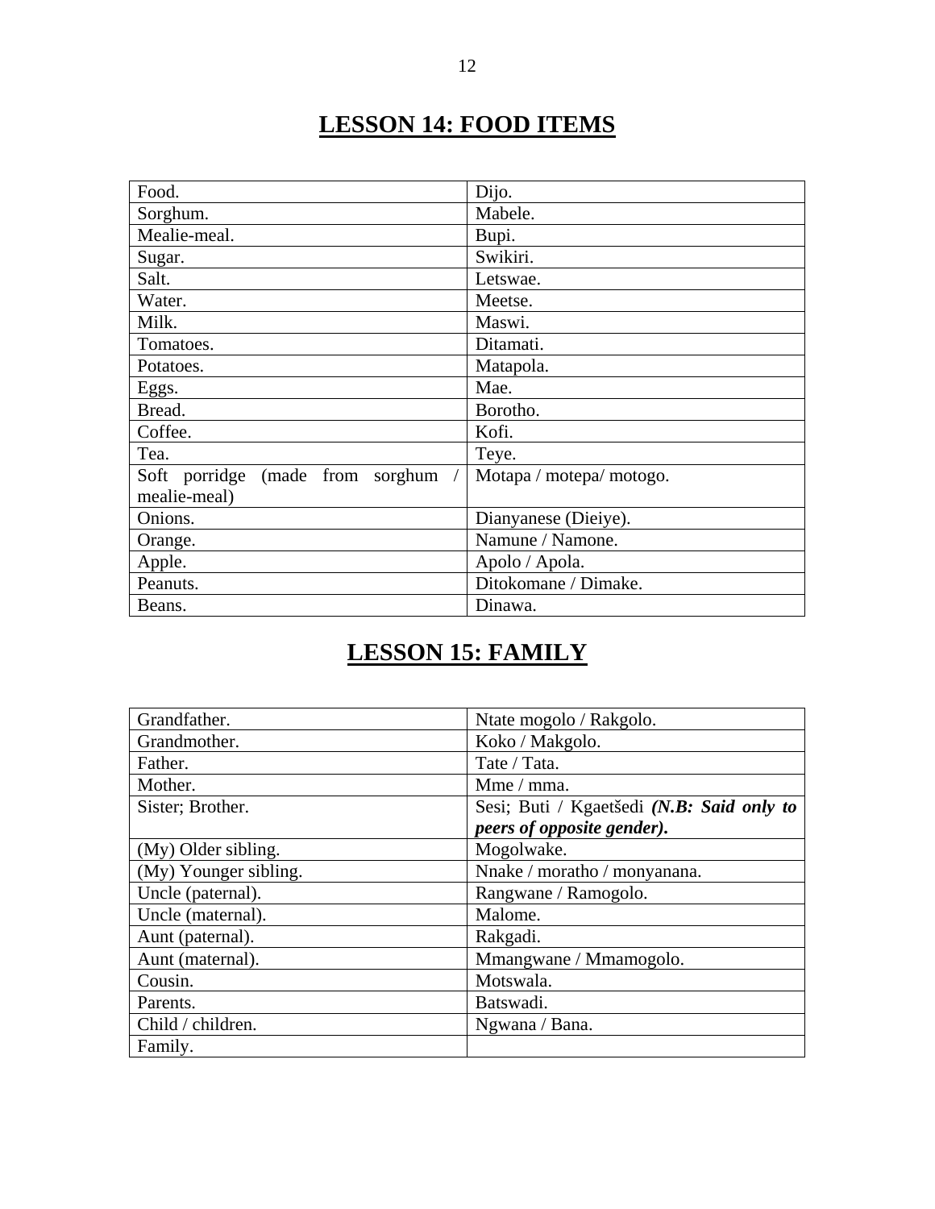# LESSON 14: FOOD ITEMS

| Food. | Dijo. |
|---|---|
| Sorghum. | Mabele. |
| Mealie-meal. | Bupi. |
| Sugar. | Swikiri. |
| Salt. | Letswae. |
| Water. | Meetse. |
| Milk. | Maswi. |
| Tomatoes. | Ditamati. |
| Potatoes. | Matapola. |
| Eggs. | Mae. |
| Bread. | Borotho. |
| Coffee. | Kofi. |
| Tea. | Teye. |
| Soft porridge (made from sorghum / mealie-meal) | Motapa / motepa/ motogo. |
| Onions. | Dianyanese (Dieiye). |
| Orange. | Namune / Namone. |
| Apple. | Apolo / Apola. |
| Peanuts. | Ditokomane / Dimake. |
| Beans. | Dinawa. |

# LESSON 15: FAMILY

| Grandfather. | Ntate mogolo / Rakgolo. |
|---|---|
| Grandmother. | Koko / Makgolo. |
| Father. | Tate / Tata. |
| Mother. | Mme / mma. |
| Sister; Brother. | Sesi; Buti / Kgaetšedi ***(N.B: Said only to peers of opposite gender).*** |
| (My) Older sibling. | Mogolwake. |
| (My) Younger sibling. | Nnake / moratho / monyanana. |
| Uncle (paternal). | Rangwane / Ramogolo. |
| Uncle (maternal). | Malome. |
| Aunt (paternal). | Rakgadi. |
| Aunt (maternal). | Mmangwane / Mmamogolo. |
| Cousin. | Motswala. |
| Parents. | Batswadi. |
| Child / children. | Ngwana / Bana. |
| Family. | |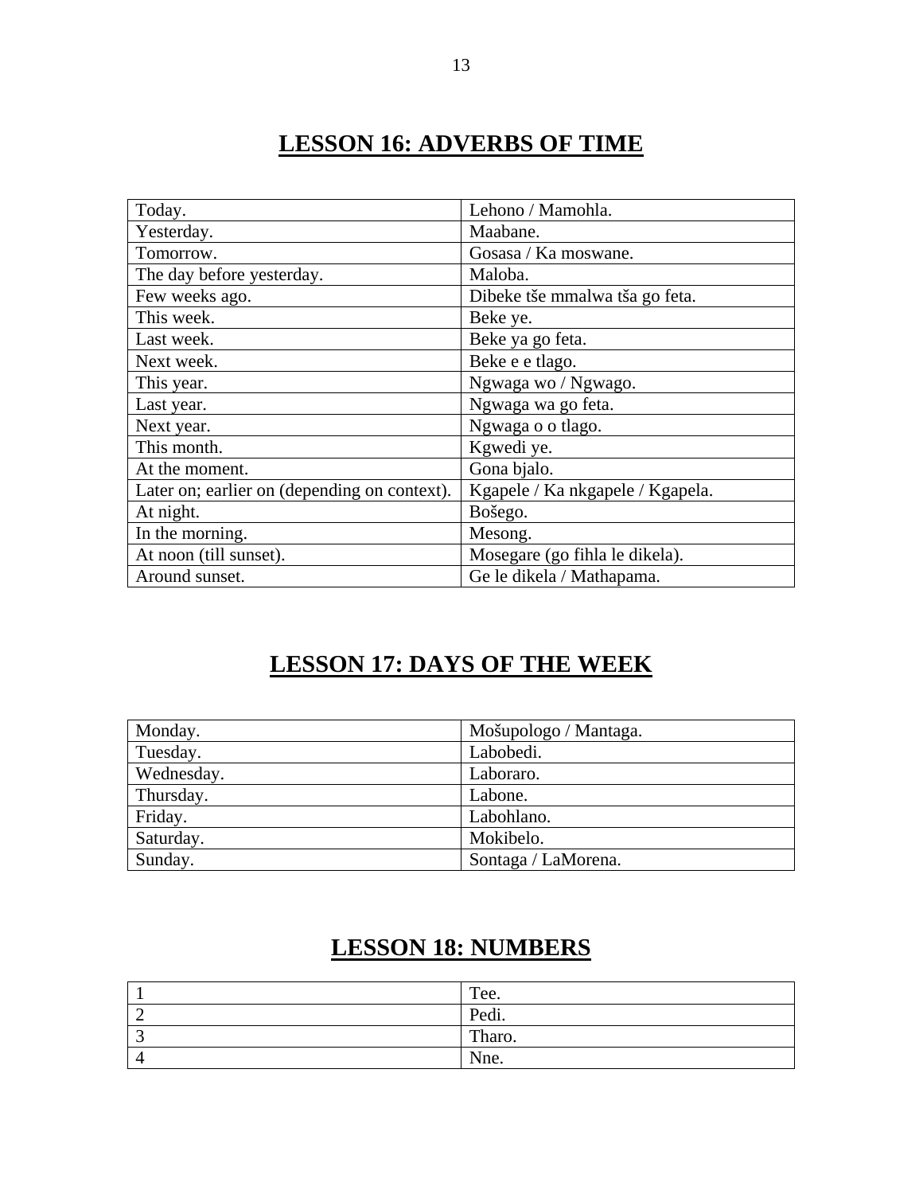# LESSON 16: ADVERBS OF TIME

| | |
|---|---|
| Today. | Lehono / Mamohla. |
| Yesterday. | Maabane. |
| Tomorrow. | Gosasa / Ka moswane. |
| The day before yesterday. | Maloba. |
| Few weeks ago. | Dibeke tše mmalwa tša go feta. |
| This week. | Beke ye. |
| Last week. | Beke ya go feta. |
| Next week. | Beke e e tlago. |
| This year. | Ngwaga wo / Ngwago. |
| Last year. | Ngwaga wa go feta. |
| Next year. | Ngwaga o o tlago. |
| This month. | Kgwedi ye. |
| At the moment. | Gona bjalo. |
| Later on; earlier on (depending on context). | Kgapele / Ka nkgapele / Kgapela. |
| At night. | Bošego. |
| In the morning. | Mesong. |
| At noon (till sunset). | Mosegare (go fihla le dikela). |
| Around sunset. | Ge le dikela / Mathapama. |

# LESSON 17: DAYS OF THE WEEK

| | |
|---|---|
| Monday. | Mošupologo / Mantaga. |
| Tuesday. | Labobedi. |
| Wednesday. | Laboraro. |
| Thursday. | Labone. |
| Friday. | Labohlano. |
| Saturday. | Mokibelo. |
| Sunday. | Sontaga / LaMorena. |

# LESSON 18: NUMBERS

| | |
|---|---|
| 1 | Tee. |
| 2 | Pedi. |
| 3 | Tharo. |
| 4 | Nne. |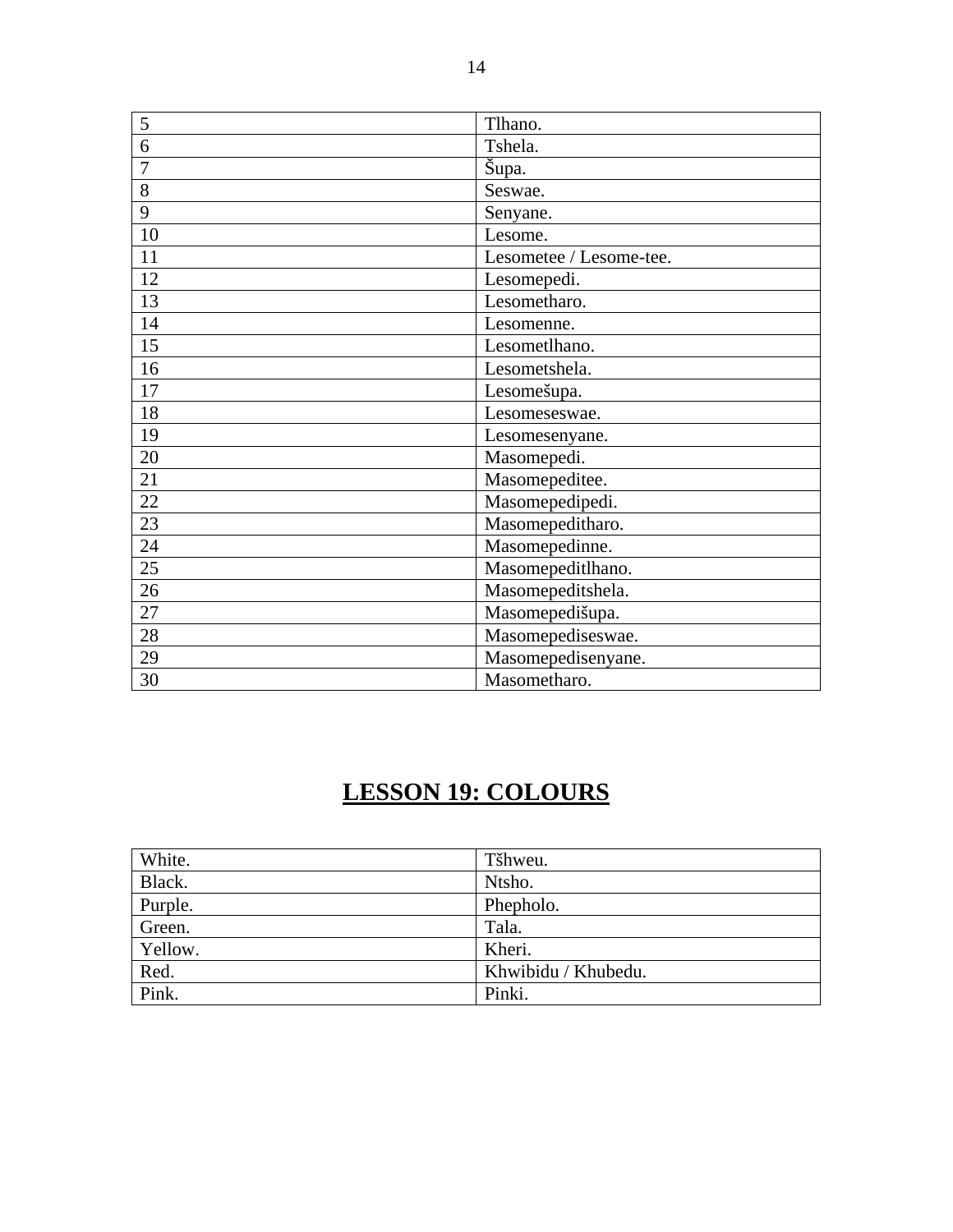| 5 | Tlhano. |
|---|---|
| 6 | Tshela. |
| 7 | Šupa. |
| 8 | Seswae. |
| 9 | Senyane. |
| 10 | Lesome. |
| 11 | Lesometee / Lesome-tee. |
| 12 | Lesomepedi. |
| 13 | Lesometharo. |
| 14 | Lesomenne. |
| 15 | Lesometlhano. |
| 16 | Lesometshela. |
| 17 | Lesomešupa. |
| 18 | Lesomeseswae. |
| 19 | Lesomesenyane. |
| 20 | Masomepedi. |
| 21 | Masomepeditee. |
| 22 | Masomepedipedi. |
| 23 | Masomepeditharo. |
| 24 | Masomepedinne. |
| 25 | Masomepeditlhano. |
| 26 | Masomepeditshela. |
| 27 | Masomepedišupa. |
| 28 | Masomepediseswae. |
| 29 | Masomepedisenyane. |
| 30 | Masometharo. |

# LESSON 19: COLOURS

| White. | Tšhweu. |
|---|---|
| Black. | Ntsho. |
| Purple. | Phepholo. |
| Green. | Tala. |
| Yellow. | Kheri. |
| Red. | Khwibidu / Khubedu. |
| Pink. | Pinki. |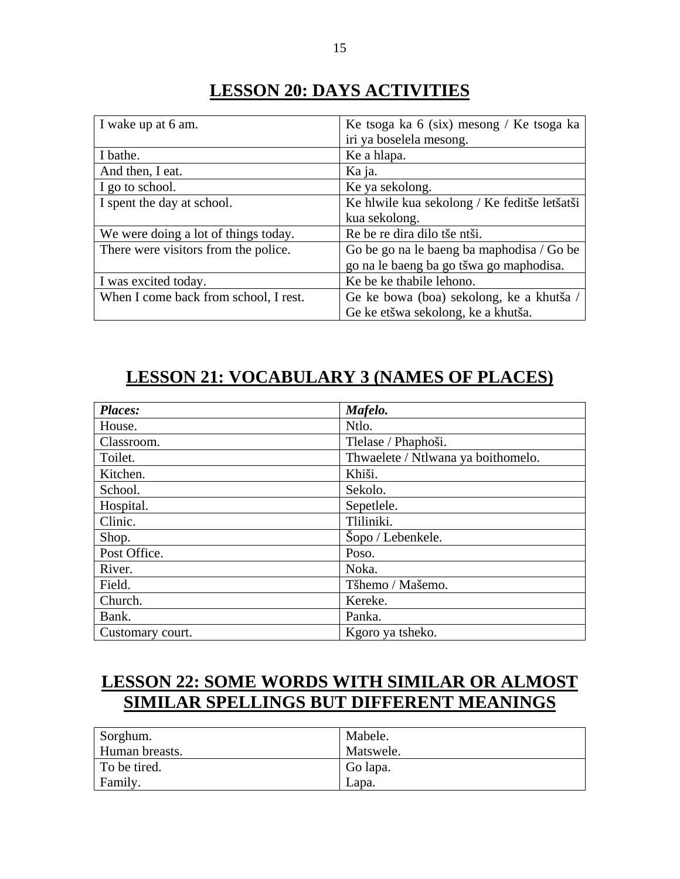## LESSON 20: DAYS ACTIVITIES

| | |
|---|---|
| I wake up at 6 am. | Ke tsoga ka 6 (six) mesong / Ke tsoga ka iri ya boselela mesong. |
| I bathe. | Ke a hlapa. |
| And then, I eat. | Ka ja. |
| I go to school. | Ke ya sekolong. |
| I spent the day at school. | Ke hlwile kua sekolong / Ke feditše letšatši kua sekolong. |
| We were doing a lot of things today. | Re be re dira dilo tše ntši. |
| There were visitors from the police. | Go be go na le baeng ba maphodisa / Go be go na le baeng ba go tšwa go maphodisa. |
| I was excited today. | Ke be ke thabile lehono. |
| When I come back from school, I rest. | Ge ke bowa (boa) sekolong, ke a khutša / Ge ke etšwa sekolong, ke a khutša. |

## LESSON 21: VOCABULARY 3 (NAMES OF PLACES)

| ***Places:*** | ***Mafelo.*** |
|---|---|
| House. | Ntlo. |
| Classroom. | Tlelase / Phaphoši. |
| Toilet. | Thwaelete / Ntlwana ya boithomelo. |
| Kitchen. | Khiši. |
| School. | Sekolo. |
| Hospital. | Sepetlele. |
| Clinic. | Tliliniki. |
| Shop. | Šopo / Lebenkele. |
| Post Office. | Poso. |
| River. | Noka. |
| Field. | Tšhemo / Mašemo. |
| Church. | Kereke. |
| Bank. | Panka. |
| Customary court. | Kgoro ya tsheko. |

## LESSON 22: SOME WORDS WITH SIMILAR OR ALMOST SIMILAR SPELLINGS BUT DIFFERENT MEANINGS

| | |
|---|---|
| Sorghum.<br>Human breasts. | Mabele.<br>Matswele. |
| To be tired.<br>Family. | Go lapa.<br>Lapa. |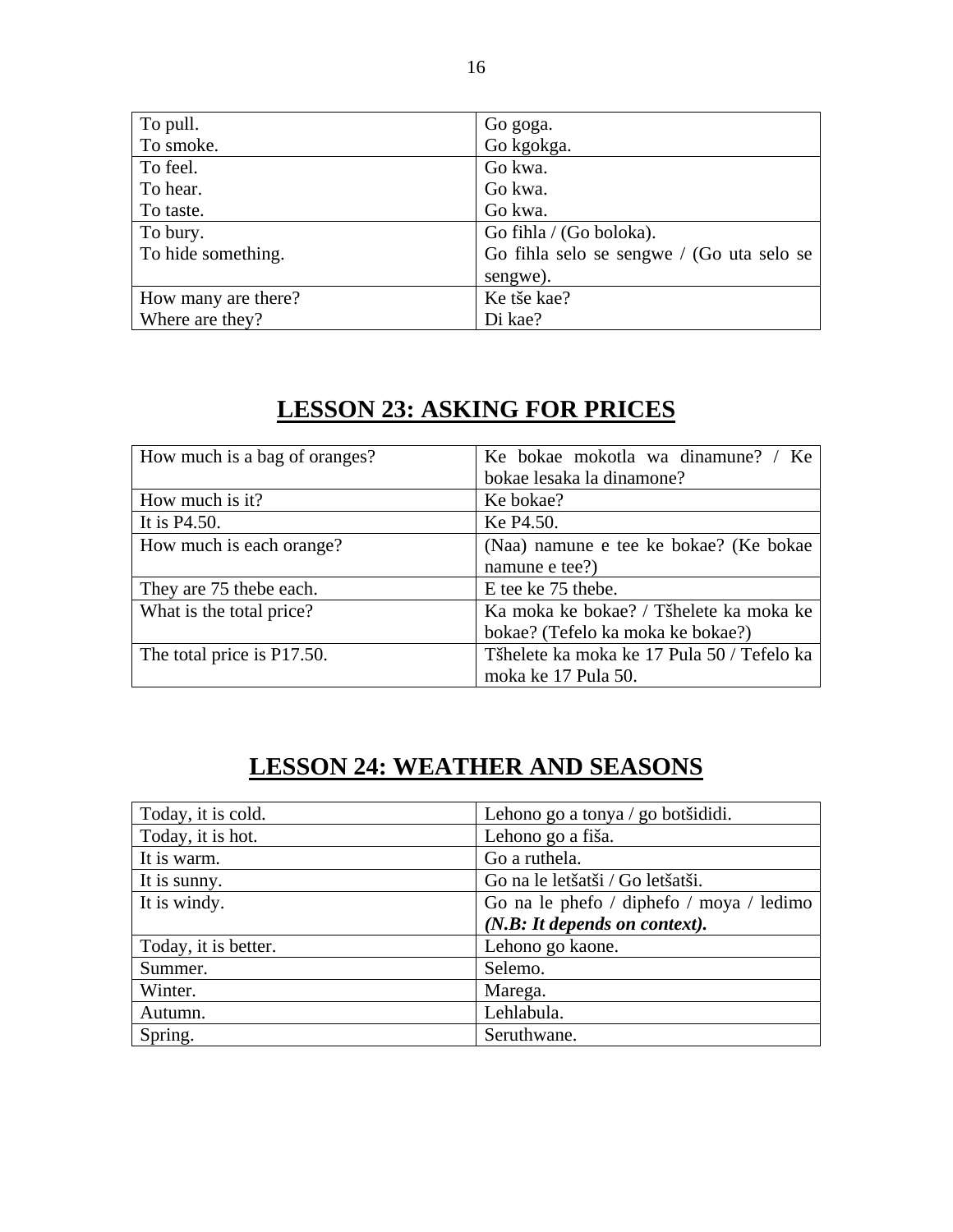| | |
|---|---|
| To pull.<br>To smoke. | Go goga.<br>Go kgokga. |
| To feel.<br>To hear.<br>To taste. | Go kwa.<br>Go kwa.<br>Go kwa. |
| To bury.<br>To hide something. | Go fihla / (Go boloka).<br>Go fihla selo se sengwe / (Go uta selo se sengwe). |
| How many are there?<br>Where are they? | Ke tše kae?<br>Di kae? |

# LESSON 23: ASKING FOR PRICES

| | |
|---|---|
| How much is a bag of oranges? | Ke bokae mokotla wa dinamune? / Ke bokae lesaka la dinamone? |
| How much is it? | Ke bokae? |
| It is P4.50. | Ke P4.50. |
| How much is each orange? | (Naa) namune e tee ke bokae? (Ke bokae namune e tee?) |
| They are 75 thebe each. | E tee ke 75 thebe. |
| What is the total price? | Ka moka ke bokae? / Tšhelete ka moka ke bokae? (Tefelo ka moka ke bokae?) |
| The total price is P17.50. | Tšhelete ka moka ke 17 Pula 50 / Tefelo ka moka ke 17 Pula 50. |

# LESSON 24: WEATHER AND SEASONS

| | |
|---|---|
| Today, it is cold. | Lehono go a tonya / go botšididi. |
| Today, it is hot. | Lehono go a fiša. |
| It is warm. | Go a ruthela. |
| It is sunny. | Go na le letšatši / Go letšatši. |
| It is windy. | Go na le phefo / diphefo / moya / ledimo ***(N.B: It depends on context).*** |
| Today, it is better. | Lehono go kaone. |
| Summer. | Selemo. |
| Winter. | Marega. |
| Autumn. | Lehlabula. |
| Spring. | Seruthwane. |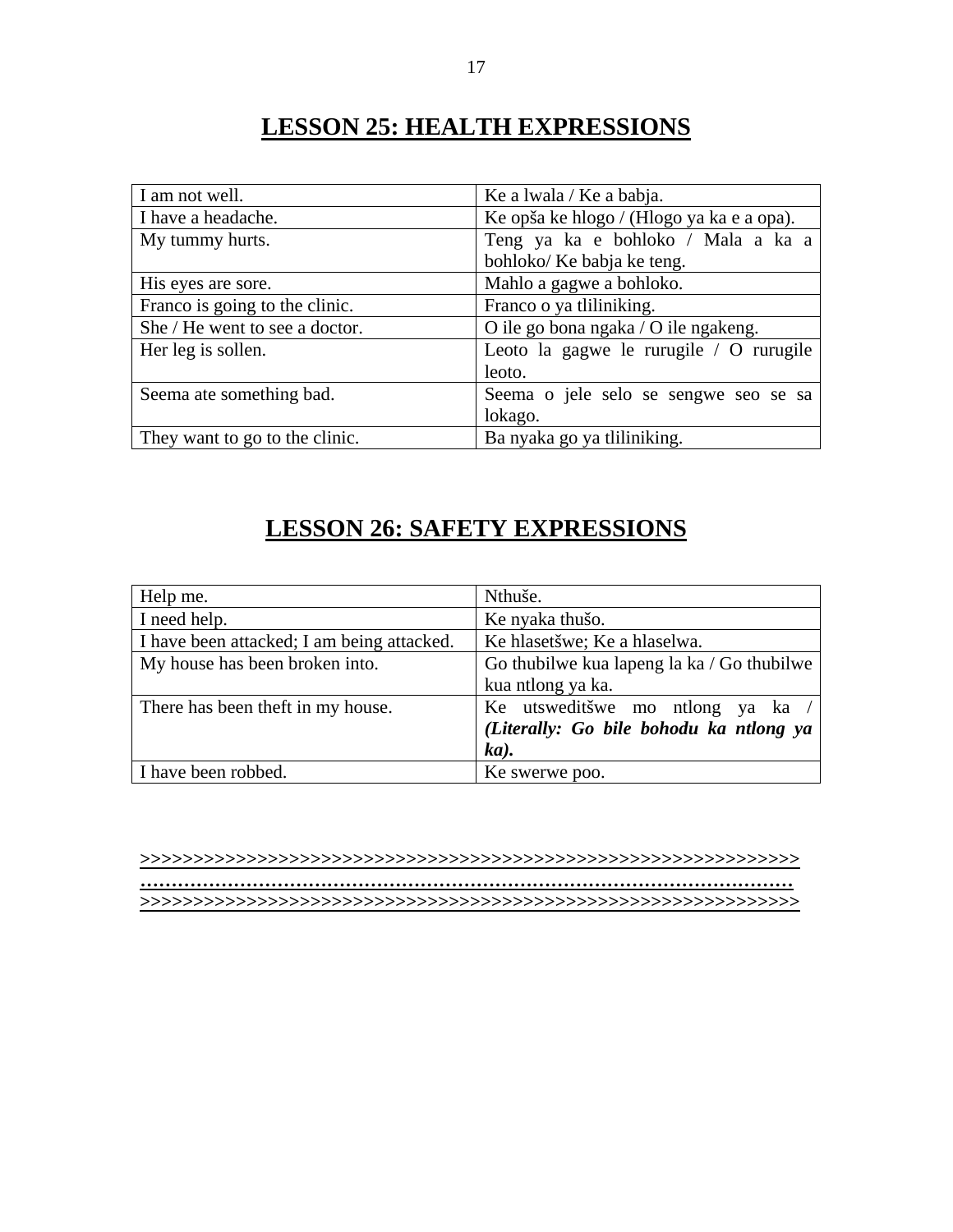# LESSON 25: HEALTH EXPRESSIONS

| | |
|---|---|
| I am not well. | Ke a lwala / Ke a babja. |
| I have a headache. | Ke opša ke hlogo / (Hlogo ya ka e a opa). |
| My tummy hurts. | Teng ya ka e bohloko / Mala a ka a bohloko/ Ke babja ke teng. |
| His eyes are sore. | Mahlo a gagwe a bohloko. |
| Franco is going to the clinic. | Franco o ya tliliniking. |
| She / He went to see a doctor. | O ile go bona ngaka / O ile ngakeng. |
| Her leg is sollen. | Leoto la gagwe le rurugile / O rurugile leoto. |
| Seema ate something bad. | Seema o jele selo se sengwe seo se sa lokago. |
| They want to go to the clinic. | Ba nyaka go ya tliliniking. |

# LESSON 26: SAFETY EXPRESSIONS

| | |
|---|---|
| Help me. | Nthuše. |
| I need help. | Ke nyaka thušo. |
| I have been attacked; I am being attacked. | Ke hlasetšwe; Ke a hlaselwa. |
| My house has been broken into. | Go thubilwe kua lapeng la ka / Go thubilwe kua ntlong ya ka. |
| There has been theft in my house. | Ke utsweditšwe mo ntlong ya ka / ***(Literally: Go bile bohodu ka ntlong ya ka).*** |
| I have been robbed. | Ke swerwe poo. |

>>>>>>>>>>>>>>>>>>>>>>>>>>>>>>>>>>>>>>>>>>>>>>>>>>>>>>>>>>>>>>>>>>>>
……………………………………………………………………………………………
>>>>>>>>>>>>>>>>>>>>>>>>>>>>>>>>>>>>>>>>>>>>>>>>>>>>>>>>>>>>>>>>>>>>